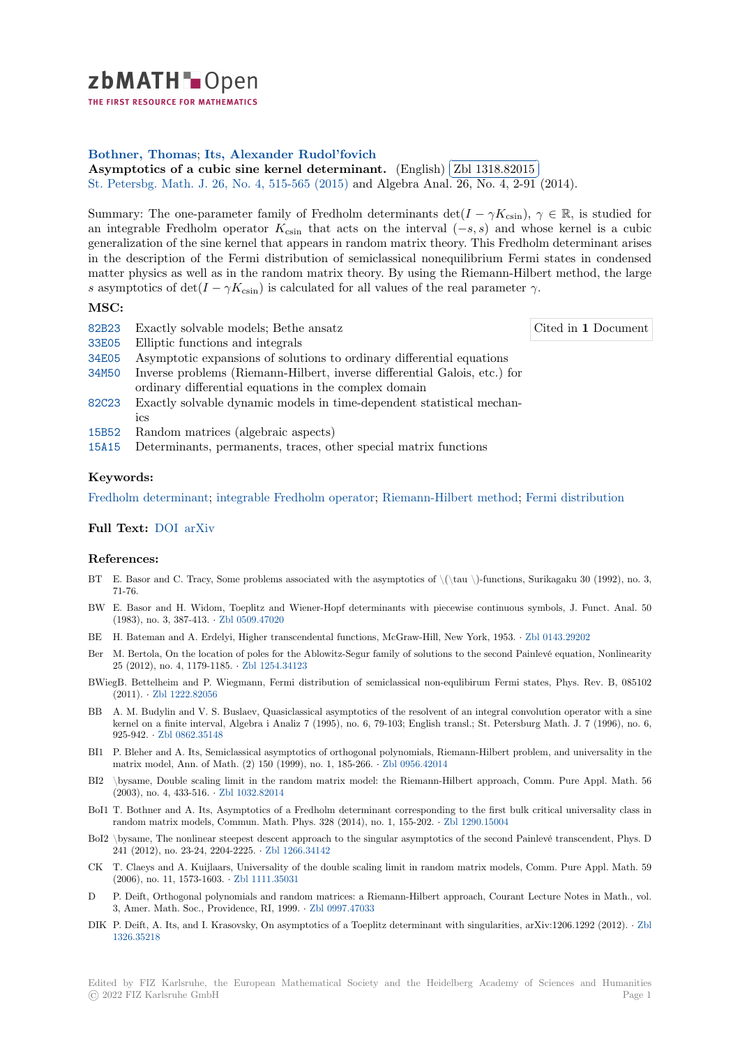**Bothner, Thomas; Its, Alexander Rudol'fovich**

**Asymptotics of a cubic sine kernel determinant.** (English) Zbl 1318.82015

St. Petersbg. Math. J. 26, No. 4, 515-565 (2015) and Algebra Anal. 26, No. 4, 2-91 (2014).

Summary: The one-parameter family of Fredholm determinants $\det(I - \gamma K_{\mathrm{csin}})$, $\gamma \in \mathbb{R}$, is studied for an integrable Fredholm operator $K_{\mathrm{csin}}$ that acts on the interval $(-s, s)$ and whose kernel is a cubic generalization of the sine kernel that appears in random matrix theory. This Fredholm determinant arises in the description of the Fermi distribution of semiclassical nonequilibrium Fermi states in condensed matter physics as well as in the random matrix theory. By using the Riemann-Hilbert method, the large $s$ asymptotics of $\det(I - \gamma K_{\mathrm{csin}})$ is calculated for all values of the real parameter $\gamma$.

## MSC:

- 82B23 Exactly solvable models; Bethe ansatz
- 33E05 Elliptic functions and integrals
- 34E05 Asymptotic expansions of solutions to ordinary differential equations
- 34M50 Inverse problems (Riemann-Hilbert, inverse differential Galois, etc.) for ordinary differential equations in the complex domain
- 82C23 Exactly solvable dynamic models in time-dependent statistical mechanics
- 15B52 Random matrices (algebraic aspects)
- 15A15 Determinants, permanents, traces, other special matrix functions

Cited in **1** Document

## Keywords:

Fredholm determinant; integrable Fredholm operator; Riemann-Hilbert method; Fermi distribution

## Full Text:

DOI arXiv

## References:

- BT E. Basor and C. Tracy, Some problems associated with the asymptotics of \(\tau \)-functions, Surikagaku 30 (1992), no. 3, 71-76.
- BW E. Basor and H. Widom, Toeplitz and Wiener-Hopf determinants with piecewise continuous symbols, J. Funct. Anal. 50 (1983), no. 3, 387-413. · Zbl 0509.47020
- BE H. Bateman and A. Erdelyi, Higher transcendental functions, McGraw-Hill, New York, 1953. · Zbl 0143.29202
- Ber M. Bertola, On the location of poles for the Ablowitz-Segur family of solutions to the second Painlevé equation, Nonlinearity 25 (2012), no. 4, 1179-1185. · Zbl 1254.34123
- BWiegB. Bettelheim and P. Wiegmann, Fermi distribution of semiclassical non-equlibirum Fermi states, Phys. Rev. B, 085102 (2011). · Zbl 1222.82056
- BB A. M. Budylin and V. S. Buslaev, Quasiclassical asymptotics of the resolvent of an integral convolution operator with a sine kernel on a finite interval, Algebra i Analiz 7 (1995), no. 6, 79-103; English transl.; St. Petersburg Math. J. 7 (1996), no. 6, 925-942. · Zbl 0862.35148
- BI1 P. Bleher and A. Its, Semiclassical asymptotics of orthogonal polynomials, Riemann-Hilbert problem, and universality in the matrix model, Ann. of Math. (2) 150 (1999), no. 1, 185-266. · Zbl 0956.42014
- BI2 \bysame, Double scaling limit in the random matrix model: the Riemann-Hilbert approach, Comm. Pure Appl. Math. 56 (2003), no. 4, 433-516. · Zbl 1032.82014
- BoI1 T. Bothner and A. Its, Asymptotics of a Fredholm determinant corresponding to the first bulk critical universality class in random matrix models, Commun. Math. Phys. 328 (2014), no. 1, 155-202. · Zbl 1290.15004
- BoI2 \bysame, The nonlinear steepest descent approach to the singular asymptotics of the second Painlevé transcendent, Phys. D 241 (2012), no. 23-24, 2204-2225. · Zbl 1266.34142
- CK T. Claeys and A. Kuijlaars, Universality of the double scaling limit in random matrix models, Comm. Pure Appl. Math. 59 (2006), no. 11, 1573-1603. · Zbl 1111.35031
- D P. Deift, Orthogonal polynomials and random matrices: a Riemann-Hilbert approach, Courant Lecture Notes in Math., vol. 3, Amer. Math. Soc., Providence, RI, 1999. · Zbl 0997.47033
- DIK P. Deift, A. Its, and I. Krasovsky, On asymptotics of a Toeplitz determinant with singularities, arXiv:1206.1292 (2012). · Zbl 1326.35218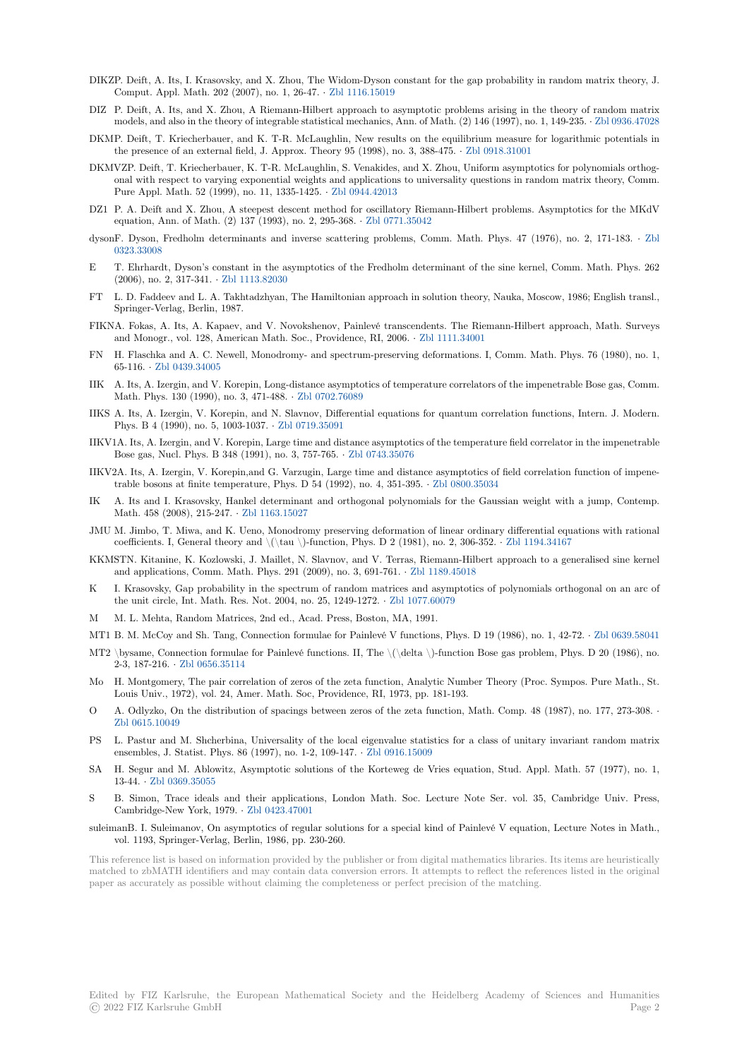DIKZP. Deift, A. Its, I. Krasovsky, and X. Zhou, The Widom-Dyson constant for the gap probability in random matrix theory, J. Comput. Appl. Math. 202 (2007), no. 1, 26-47. · Zbl 1116.15019

DIZ P. Deift, A. Its, and X. Zhou, A Riemann-Hilbert approach to asymptotic problems arising in the theory of random matrix models, and also in the theory of integrable statistical mechanics, Ann. of Math. (2) 146 (1997), no. 1, 149-235. · Zbl 0936.47028

DKMP. Deift, T. Kriecherbauer, and K. T-R. McLaughlin, New results on the equilibrium measure for logarithmic potentials in the presence of an external field, J. Approx. Theory 95 (1998), no. 3, 388-475. · Zbl 0918.31001

DKMVZP. Deift, T. Kriecherbauer, K. T-R. McLaughlin, S. Venakides, and X. Zhou, Uniform asymptotics for polynomials orthogonal with respect to varying exponential weights and applications to universality questions in random matrix theory, Comm. Pure Appl. Math. 52 (1999), no. 11, 1335-1425. · Zbl 0944.42013

DZ1 P. A. Deift and X. Zhou, A steepest descent method for oscillatory Riemann-Hilbert problems. Asymptotics for the MKdV equation, Ann. of Math. (2) 137 (1993), no. 2, 295-368. · Zbl 0771.35042

dysonF. Dyson, Fredholm determinants and inverse scattering problems, Comm. Math. Phys. 47 (1976), no. 2, 171-183. · Zbl 0323.33008

E T. Ehrhardt, Dyson's constant in the asymptotics of the Fredholm determinant of the sine kernel, Comm. Math. Phys. 262 (2006), no. 2, 317-341. · Zbl 1113.82030

FT L. D. Faddeev and L. A. Takhtadzhyan, The Hamiltonian approach in solution theory, Nauka, Moscow, 1986; English transl., Springer-Verlag, Berlin, 1987.

FIKNA. Fokas, A. Its, A. Kapaev, and V. Novokshenov, Painlevé transcendents. The Riemann-Hilbert approach, Math. Surveys and Monogr., vol. 128, American Math. Soc., Providence, RI, 2006. · Zbl 1111.34001

FN H. Flaschka and A. C. Newell, Monodromy- and spectrum-preserving deformations. I, Comm. Math. Phys. 76 (1980), no. 1, 65-116. · Zbl 0439.34005

IIK A. Its, A. Izergin, and V. Korepin, Long-distance asymptotics of temperature correlators of the impenetrable Bose gas, Comm. Math. Phys. 130 (1990), no. 3, 471-488. · Zbl 0702.76089

IIKS A. Its, A. Izergin, V. Korepin, and N. Slavnov, Differential equations for quantum correlation functions, Intern. J. Modern. Phys. B 4 (1990), no. 5, 1003-1037. · Zbl 0719.35091

IIKV1A. Its, A. Izergin, and V. Korepin, Large time and distance asymptotics of the temperature field correlator in the impenetrable Bose gas, Nucl. Phys. B 348 (1991), no. 3, 757-765. · Zbl 0743.35076

IIKV2A. Its, A. Izergin, V. Korepin,and G. Varzugin, Large time and distance asymptotics of field correlation function of impenetrable bosons at finite temperature, Phys. D 54 (1992), no. 4, 351-395. · Zbl 0800.35034

IK A. Its and I. Krasovsky, Hankel determinant and orthogonal polynomials for the Gaussian weight with a jump, Contemp. Math. 458 (2008), 215-247. · Zbl 1163.15027

JMU M. Jimbo, T. Miwa, and K. Ueno, Monodromy preserving deformation of linear ordinary differential equations with rational coefficients. I, General theory and $\tau$-function, Phys. D 2 (1981), no. 2, 306-352. · Zbl 1194.34167

KKMSTN. Kitanine, K. Kozlowski, J. Maillet, N. Slavnov, and V. Terras, Riemann-Hilbert approach to a generalised sine kernel and applications, Comm. Math. Phys. 291 (2009), no. 3, 691-761. · Zbl 1189.45018

K I. Krasovsky, Gap probability in the spectrum of random matrices and asymptotics of polynomials orthogonal on an arc of the unit circle, Int. Math. Res. Not. 2004, no. 25, 1249-1272. · Zbl 1077.60079

M M. L. Mehta, Random Matrices, 2nd ed., Acad. Press, Boston, MA, 1991.

MT1 B. M. McCoy and Sh. Tang, Connection formulae for Painlevé V functions, Phys. D 19 (1986), no. 1, 42-72. · Zbl 0639.58041

MT2 \bysame, Connection formulae for Painlevé functions. II, The $\delta$-function Bose gas problem, Phys. D 20 (1986), no. 2-3, 187-216. · Zbl 0656.35114

Mo H. Montgomery, The pair correlation of zeros of the zeta function, Analytic Number Theory (Proc. Sympos. Pure Math., St. Louis Univ., 1972), vol. 24, Amer. Math. Soc, Providence, RI, 1973, pp. 181-193.

O A. Odlyzko, On the distribution of spacings between zeros of the zeta function, Math. Comp. 48 (1987), no. 177, 273-308. · Zbl 0615.10049

PS L. Pastur and M. Shcherbina, Universality of the local eigenvalue statistics for a class of unitary invariant random matrix ensembles, J. Statist. Phys. 86 (1997), no. 1-2, 109-147. · Zbl 0916.15009

SA H. Segur and M. Ablowitz, Asymptotic solutions of the Korteweg de Vries equation, Stud. Appl. Math. 57 (1977), no. 1, 13-44. · Zbl 0369.35055

S B. Simon, Trace ideals and their applications, London Math. Soc. Lecture Note Ser. vol. 35, Cambridge Univ. Press, Cambridge-New York, 1979. · Zbl 0423.47001

suleimanB. I. Suleimanov, On asymptotics of regular solutions for a special kind of Painlevé V equation, Lecture Notes in Math., vol. 1193, Springer-Verlag, Berlin, 1986, pp. 230-260.

This reference list is based on information provided by the publisher or from digital mathematics libraries. Its items are heuristically matched to zbMATH identifiers and may contain data conversion errors. It attempts to reflect the references listed in the original paper as accurately as possible without claiming the completeness or perfect precision of the matching.